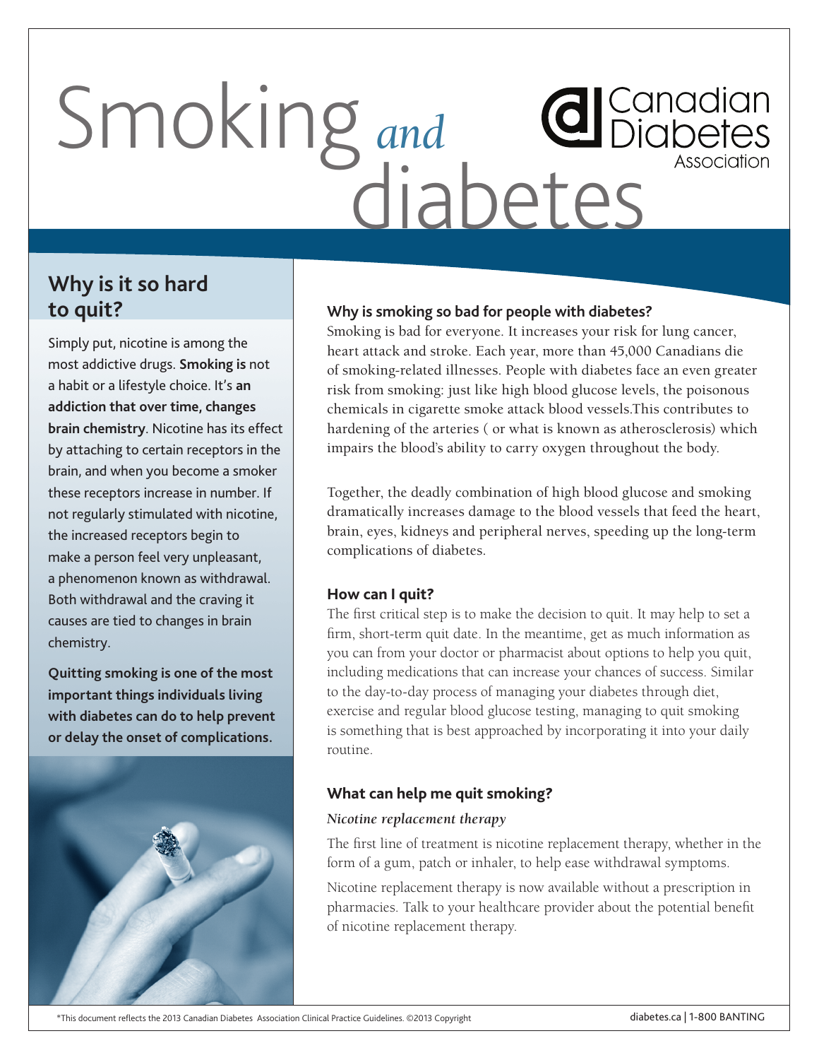# Smoking *and* diabetes

Canadian Diabetes Association

## Why is it so hard to quit?

Simply put, nicotine is among the most addictive drugs. **Smoking is** not a habit or a lifestyle choice. It's **an addiction that over time, changes brain chemistry**. Nicotine has its effect by attaching to certain receptors in the brain, and when you become a smoker these receptors increase in number. If not regularly stimulated with nicotine, the increased receptors begin to make a person feel very unpleasant, a phenomenon known as withdrawal. Both withdrawal and the craving it causes are tied to changes in brain chemistry.

**Quitting smoking is one of the most important things individuals living with diabetes can do to help prevent or delay the onset of complications.**

### Why is smoking so bad for people with diabetes?

Smoking is bad for everyone. It increases your risk for lung cancer, heart attack and stroke. Each year, more than 45,000 Canadians die of smoking-related illnesses. People with diabetes face an even greater risk from smoking: just like high blood glucose levels, the poisonous chemicals in cigarette smoke attack blood vessels.This contributes to hardening of the arteries ( or what is known as atherosclerosis) which impairs the blood's ability to carry oxygen throughout the body.

Together, the deadly combination of high blood glucose and smoking dramatically increases damage to the blood vessels that feed the heart, brain, eyes, kidneys and peripheral nerves, speeding up the long-term complications of diabetes.

### How can I quit?

The first critical step is to make the decision to quit. It may help to set a firm, short-term quit date. In the meantime, get as much information as you can from your doctor or pharmacist about options to help you quit, including medications that can increase your chances of success. Similar to the day-to-day process of managing your diabetes through diet, exercise and regular blood glucose testing, managing to quit smoking is something that is best approached by incorporating it into your daily routine.

### What can help me quit smoking?

#### *Nicotine replacement therapy*

The first line of treatment is nicotine replacement therapy, whether in the form of a gum, patch or inhaler, to help ease withdrawal symptoms.

Nicotine replacement therapy is now available without a prescription in pharmacies. Talk to your healthcare provider about the potential benefit of nicotine replacement therapy.

*This document reflects the 2013 Canadian Diabetes Association Clinical Practice Guidelines. ©2013 Copyright

diabetes.ca | 1-800 BANTING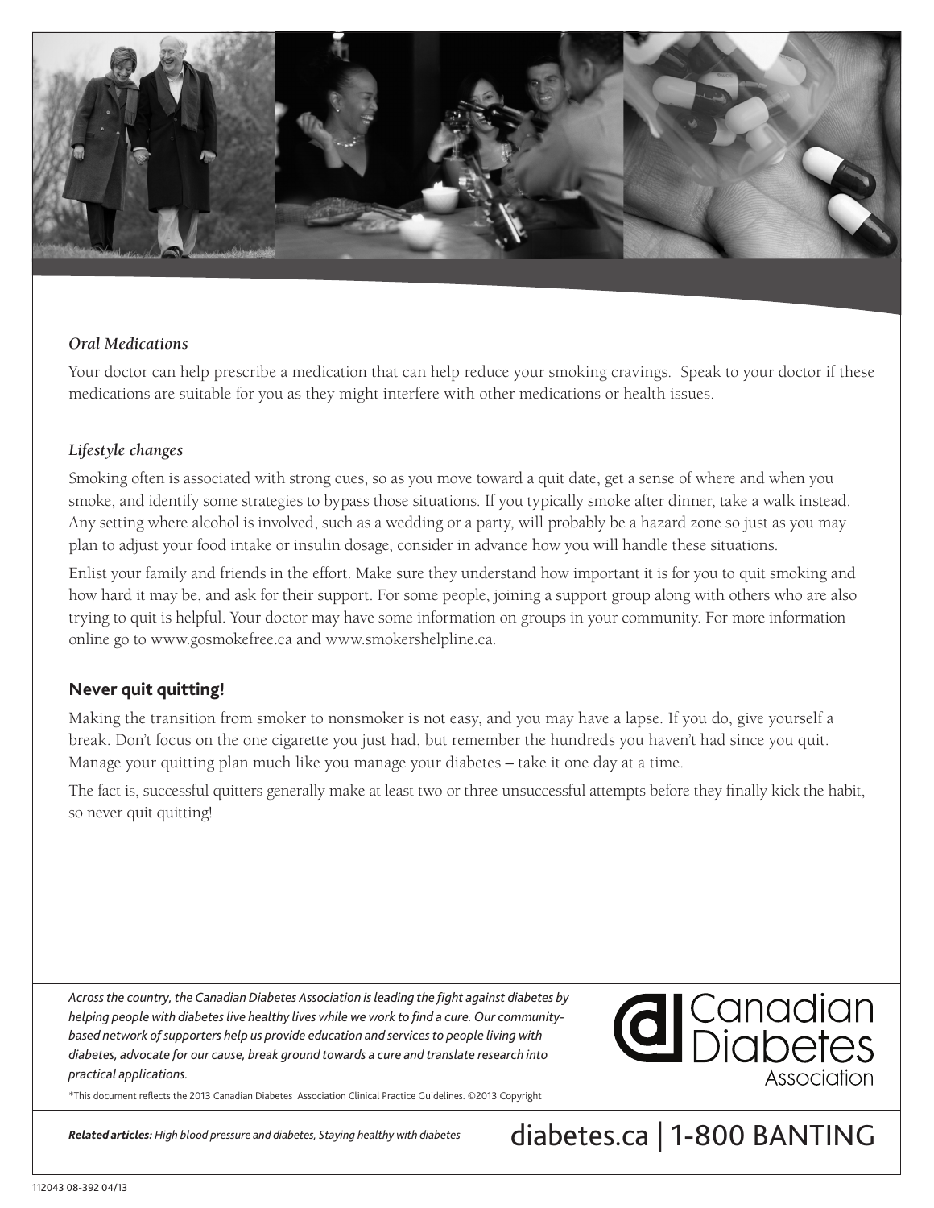### *Oral Medications*

Your doctor can help prescribe a medication that can help reduce your smoking cravings. Speak to your doctor if these medications are suitable for you as they might interfere with other medications or health issues.

### *Lifestyle changes*

Smoking often is associated with strong cues, so as you move toward a quit date, get a sense of where and when you smoke, and identify some strategies to bypass those situations. If you typically smoke after dinner, take a walk instead. Any setting where alcohol is involved, such as a wedding or a party, will probably be a hazard zone so just as you may plan to adjust your food intake or insulin dosage, consider in advance how you will handle these situations.

Enlist your family and friends in the effort. Make sure they understand how important it is for you to quit smoking and how hard it may be, and ask for their support. For some people, joining a support group along with others who are also trying to quit is helpful. Your doctor may have some information on groups in your community. For more information online go to www.gosmokefree.ca and www.smokershelpline.ca.

## Never quit quitting!

Making the transition from smoker to nonsmoker is not easy, and you may have a lapse. If you do, give yourself a break. Don't focus on the one cigarette you just had, but remember the hundreds you haven't had since you quit. Manage your quitting plan much like you manage your diabetes – take it one day at a time.

The fact is, successful quitters generally make at least two or three unsuccessful attempts before they finally kick the habit, so never quit quitting!

*Across the country, the Canadian Diabetes Association is leading the fight against diabetes by helping people with diabetes live healthy lives while we work to find a cure. Our community-based network of supporters help us provide education and services to people living with diabetes, advocate for our cause, break ground towards a cure and translate research into practical applications.*

\*This document reflects the 2013 Canadian Diabetes Association Clinical Practice Guidelines. ©2013 Copyright

Canadian Diabetes Association

***Related articles:*** *High blood pressure and diabetes, Staying healthy with diabetes*

diabetes.ca | 1-800 BANTING

112043 08-392 04/13